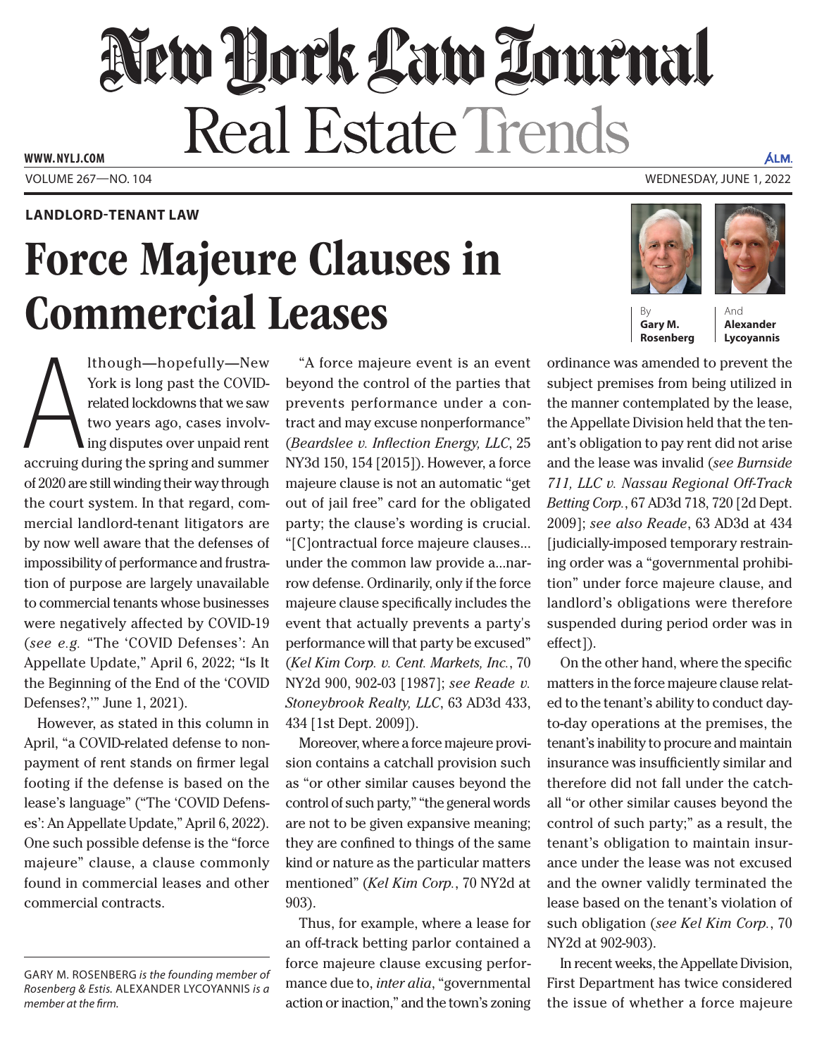# New York Law Journal

## Real Estate Trends

**LANDLORD-TENANT LAW**

# Force Majeure Clauses in Commercial Leases

By **Gary M. Rosenberg** And **Alexander Lycoyannis**

Although—hopefully—New York is long past the COVID-related lockdowns that we saw two years ago, cases involving disputes over unpaid rent accruing during the spring and summer of 2020 are still winding their way through the court system. In that regard, commercial landlord-tenant litigators are by now well aware that the defenses of impossibility of performance and frustration of purpose are largely unavailable to commercial tenants whose businesses were negatively affected by COVID-19 (*see e.g.* "The 'COVID Defenses': An Appellate Update," April 6, 2022; "Is It the Beginning of the End of the 'COVID Defenses?,'" June 1, 2021).

However, as stated in this column in April, "a COVID-related defense to nonpayment of rent stands on firmer legal footing if the defense is based on the lease's language" ("The 'COVID Defenses': An Appellate Update," April 6, 2022). One such possible defense is the "force majeure" clause, a clause commonly found in commercial leases and other commercial contracts.

"A force majeure event is an event beyond the control of the parties that prevents performance under a contract and may excuse nonperformance" (*Beardslee v. Inflection Energy, LLC*, 25 NY3d 150, 154 [2015]). However, a force majeure clause is not an automatic "get out of jail free" card for the obligated party; the clause's wording is crucial. "[C]ontractual force majeure clauses… under the common law provide a…narrow defense. Ordinarily, only if the force majeure clause specifically includes the event that actually prevents a party's performance will that party be excused" (*Kel Kim Corp. v. Cent. Markets, Inc.*, 70 NY2d 900, 902-03 [1987]; *see Reade v. Stoneybrook Realty, LLC*, 63 AD3d 433, 434 [1st Dept. 2009]).

Moreover, where a force majeure provision contains a catchall provision such as "or other similar causes beyond the control of such party," "the general words are not to be given expansive meaning; they are confined to things of the same kind or nature as the particular matters mentioned" (*Kel Kim Corp.*, 70 NY2d at 903).

Thus, for example, where a lease for an off-track betting parlor contained a force majeure clause excusing performance due to, *inter alia*, "governmental action or inaction," and the town's zoning ordinance was amended to prevent the subject premises from being utilized in the manner contemplated by the lease, the Appellate Division held that the tenant's obligation to pay rent did not arise and the lease was invalid (*see Burnside 711, LLC v. Nassau Regional Off-Track Betting Corp.*, 67 AD3d 718, 720 [2d Dept. 2009]; *see also Reade*, 63 AD3d at 434 [judicially-imposed temporary restraining order was a "governmental prohibition" under force majeure clause, and landlord's obligations were therefore suspended during period order was in effect]).

On the other hand, where the specific matters in the force majeure clause related to the tenant's ability to conduct day-to-day operations at the premises, the tenant's inability to procure and maintain insurance was insufficiently similar and therefore did not fall under the catchall "or other similar causes beyond the control of such party;" as a result, the tenant's obligation to maintain insurance under the lease was not excused and the owner validly terminated the lease based on the tenant's violation of such obligation (*see Kel Kim Corp.*, 70 NY2d at 902-903).

In recent weeks, the Appellate Division, First Department has twice considered the issue of whether a force majeure

---

GARY M. ROSENBERG *is the founding member of Rosenberg & Estis.* ALEXANDER LYCOYANNIS *is a member at the firm.*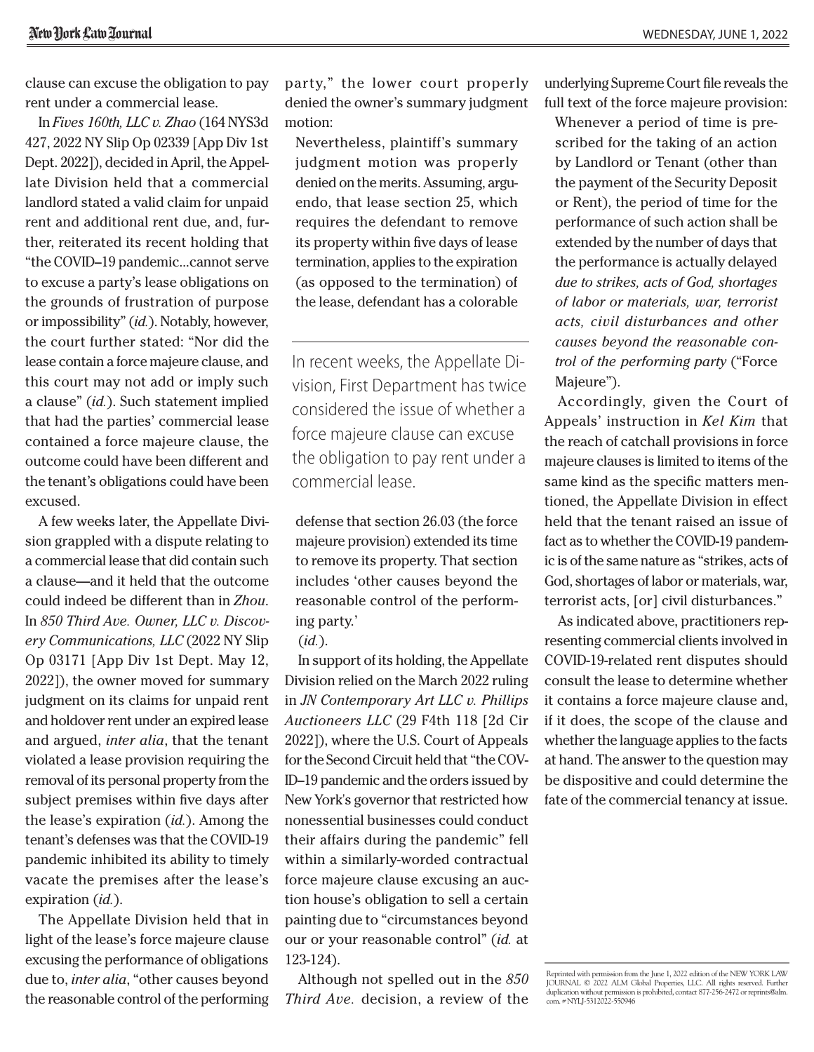clause can excuse the obligation to pay rent under a commercial lease.

In *Fives 160th, LLC v. Zhao* (164 NYS3d 427, 2022 NY Slip Op 02339 [App Div 1st Dept. 2022]), decided in April, the Appellate Division held that a commercial landlord stated a valid claim for unpaid rent and additional rent due, and, further, reiterated its recent holding that "the COVID–19 pandemic...cannot serve to excuse a party's lease obligations on the grounds of frustration of purpose or impossibility" (*id.*). Notably, however, the court further stated: "Nor did the lease contain a force majeure clause, and this court may not add or imply such a clause" (*id.*). Such statement implied that had the parties' commercial lease contained a force majeure clause, the outcome could have been different and the tenant's obligations could have been excused.

A few weeks later, the Appellate Division grappled with a dispute relating to a commercial lease that did contain such a clause—and it held that the outcome could indeed be different than in *Zhou*. In *850 Third Ave. Owner, LLC v. Discovery Communications, LLC* (2022 NY Slip Op 03171 [App Div 1st Dept. May 12, 2022]), the owner moved for summary judgment on its claims for unpaid rent and holdover rent under an expired lease and argued, *inter alia*, that the tenant violated a lease provision requiring the removal of its personal property from the subject premises within five days after the lease's expiration (*id.*). Among the tenant's defenses was that the COVID-19 pandemic inhibited its ability to timely vacate the premises after the lease's expiration (*id.*).

The Appellate Division held that in light of the lease's force majeure clause excusing the performance of obligations due to, *inter alia*, "other causes beyond the reasonable control of the performing party," the lower court properly denied the owner's summary judgment motion:

> Nevertheless, plaintiff's summary judgment motion was properly denied on the merits. Assuming, arguendo, that lease section 25, which requires the defendant to remove its property within five days of lease termination, applies to the expiration (as opposed to the termination) of the lease, defendant has a colorable defense that section 26.03 (the force majeure provision) extended its time to remove its property. That section includes 'other causes beyond the reasonable control of the performing party.'
>
> (*id.*).

In recent weeks, the Appellate Division, First Department has twice considered the issue of whether a force majeure clause can excuse the obligation to pay rent under a commercial lease.

In support of its holding, the Appellate Division relied on the March 2022 ruling in *JN Contemporary Art LLC v. Phillips Auctioneers LLC* (29 F4th 118 [2d Cir 2022]), where the U.S. Court of Appeals for the Second Circuit held that "the COVID–19 pandemic and the orders issued by New York's governor that restricted how nonessential businesses could conduct their affairs during the pandemic" fell within a similarly-worded contractual force majeure clause excusing an auction house's obligation to sell a certain painting due to "circumstances beyond our or your reasonable control" (*id.* at 123-124).

Although not spelled out in the *850 Third Ave.* decision, a review of the underlying Supreme Court file reveals the full text of the force majeure provision:

> Whenever a period of time is prescribed for the taking of an action by Landlord or Tenant (other than the payment of the Security Deposit or Rent), the period of time for the performance of such action shall be extended by the number of days that the performance is actually delayed *due to strikes, acts of God, shortages of labor or materials, war, terrorist acts, civil disturbances and other causes beyond the reasonable control of the performing party* ("Force Majeure").

Accordingly, given the Court of Appeals' instruction in *Kel Kim* that the reach of catchall provisions in force majeure clauses is limited to items of the same kind as the specific matters mentioned, the Appellate Division in effect held that the tenant raised an issue of fact as to whether the COVID-19 pandemic is of the same nature as "strikes, acts of God, shortages of labor or materials, war, terrorist acts, [or] civil disturbances."

As indicated above, practitioners representing commercial clients involved in COVID-19-related rent disputes should consult the lease to determine whether it contains a force majeure clause and, if it does, the scope of the clause and whether the language applies to the facts at hand. The answer to the question may be dispositive and could determine the fate of the commercial tenancy at issue.

Reprinted with permission from the June 1, 2022 edition of the NEW YORK LAW JOURNAL © 2022 ALM Global Properties, LLC. All rights reserved. Further duplication without permission is prohibited, contact 877-256-2472 or reprints@alm.com. # NYLJ-5312022-550946